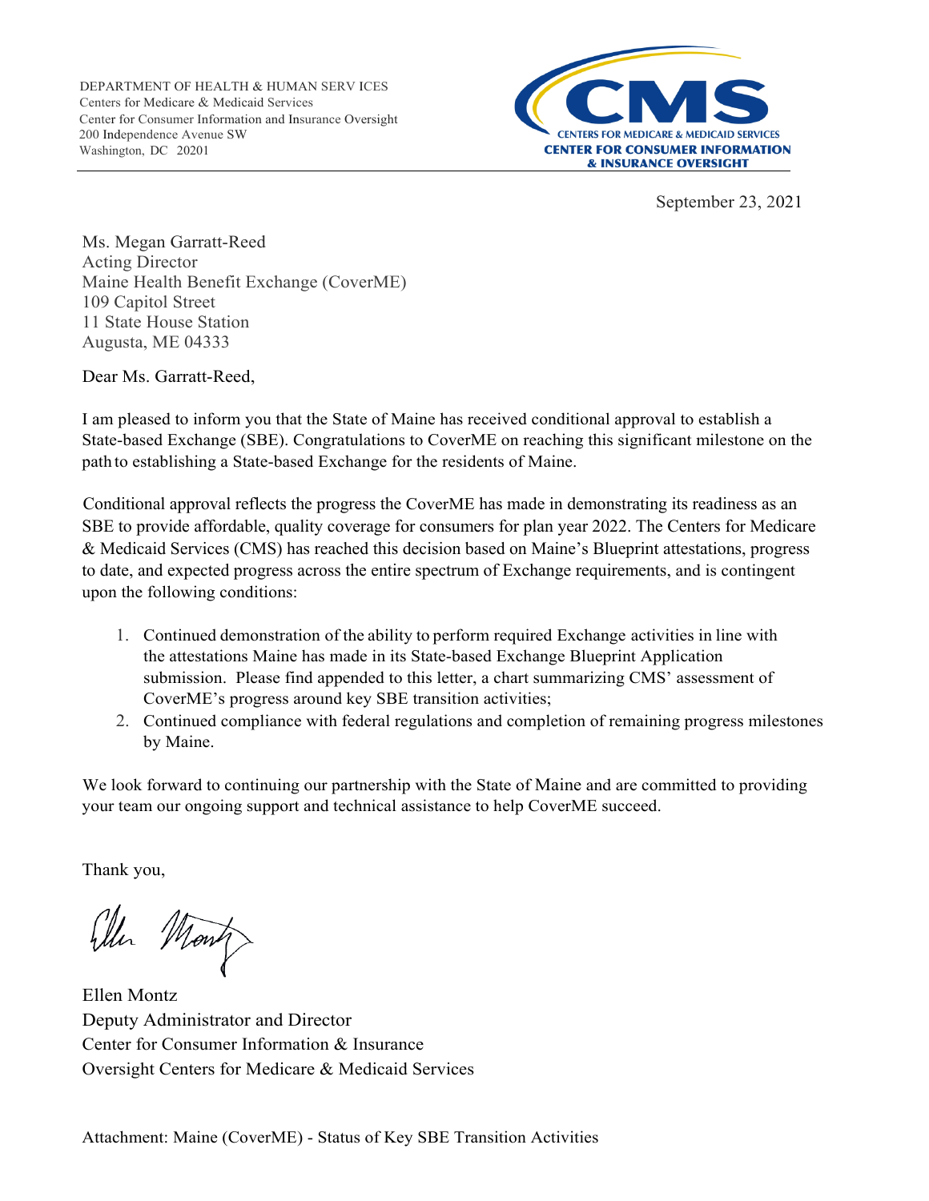DEPARTMENT OF HEALTH & HUMAN SERV ICES
Centers for Medicare & Medicaid Services
Center for Consumer Information and Insurance Oversight
200 Independence Avenue SW
Washington, DC 20201

CMS
CENTERS FOR MEDICARE & MEDICAID SERVICES
CENTER FOR CONSUMER INFORMATION & INSURANCE OVERSIGHT

September 23, 2021

Ms. Megan Garratt-Reed
Acting Director
Maine Health Benefit Exchange (CoverME)
109 Capitol Street
11 State House Station
Augusta, ME 04333

Dear Ms. Garratt-Reed,

I am pleased to inform you that the State of Maine has received conditional approval to establish a State-based Exchange (SBE). Congratulations to CoverME on reaching this significant milestone on the path to establishing a State-based Exchange for the residents of Maine.

Conditional approval reflects the progress the CoverME has made in demonstrating its readiness as an SBE to provide affordable, quality coverage for consumers for plan year 2022. The Centers for Medicare & Medicaid Services (CMS) has reached this decision based on Maine's Blueprint attestations, progress to date, and expected progress across the entire spectrum of Exchange requirements, and is contingent upon the following conditions:

1. Continued demonstration of the ability to perform required Exchange activities in line with the attestations Maine has made in its State-based Exchange Blueprint Application submission. Please find appended to this letter, a chart summarizing CMS' assessment of CoverME's progress around key SBE transition activities;
2. Continued compliance with federal regulations and completion of remaining progress milestones by Maine.

We look forward to continuing our partnership with the State of Maine and are committed to providing your team our ongoing support and technical assistance to help CoverME succeed.

Thank you,

Ellen Montz
Deputy Administrator and Director
Center for Consumer Information & Insurance
Oversight Centers for Medicare & Medicaid Services

Attachment: Maine (CoverME) - Status of Key SBE Transition Activities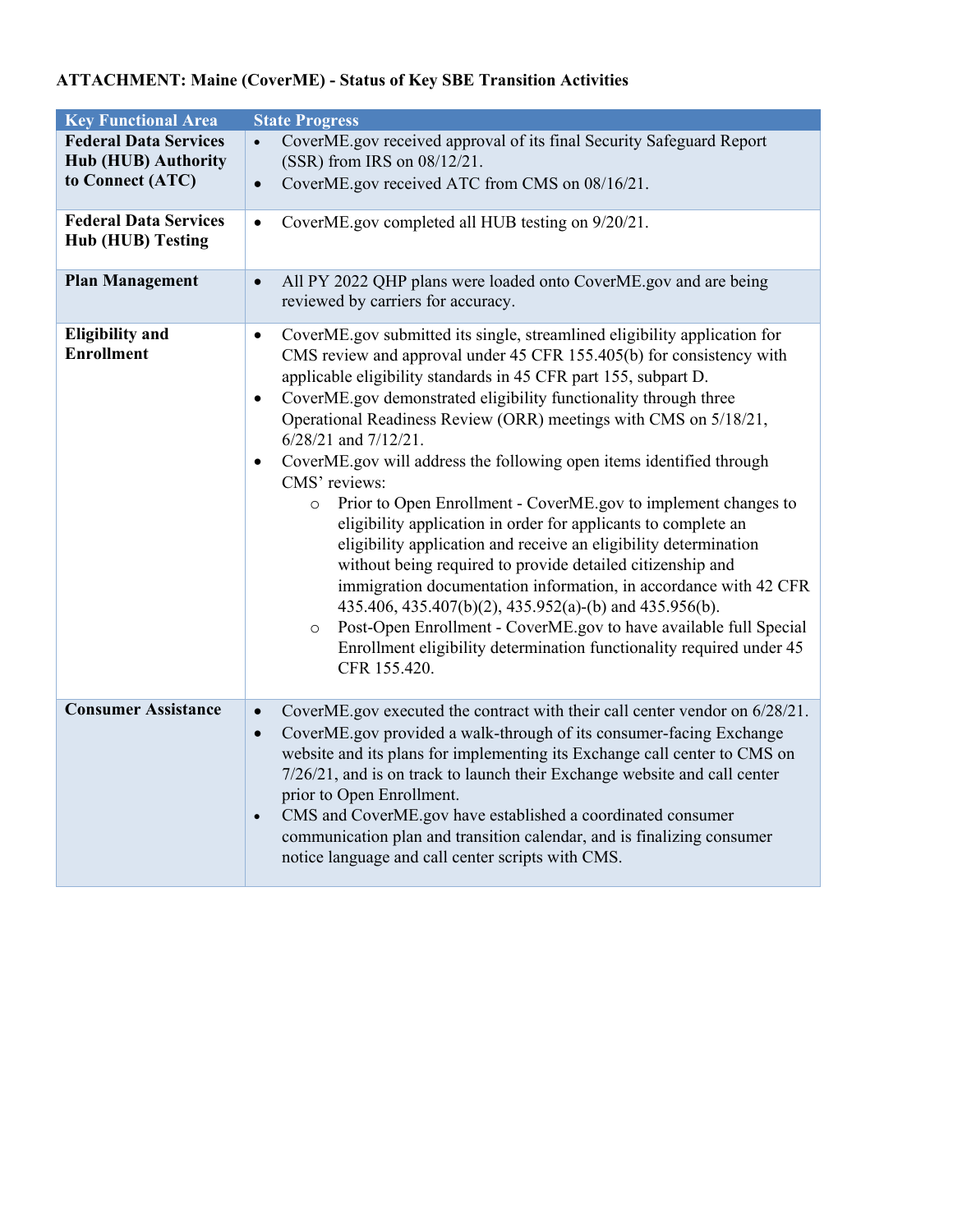**ATTACHMENT: Maine (CoverME) - Status of Key SBE Transition Activities**

| Key Functional Area | State Progress |
|---|---|
| **Federal Data Services Hub (HUB) Authority to Connect (ATC)** | • CoverME.gov received approval of its final Security Safeguard Report (SSR) from IRS on 08/12/21.<br>• CoverME.gov received ATC from CMS on 08/16/21. |
| **Federal Data Services Hub (HUB) Testing** | • CoverME.gov completed all HUB testing on 9/20/21. |
| **Plan Management** | • All PY 2022 QHP plans were loaded onto CoverME.gov and are being reviewed by carriers for accuracy. |
| **Eligibility and Enrollment** | • CoverME.gov submitted its single, streamlined eligibility application for CMS review and approval under 45 CFR 155.405(b) for consistency with applicable eligibility standards in 45 CFR part 155, subpart D.<br>• CoverME.gov demonstrated eligibility functionality through three Operational Readiness Review (ORR) meetings with CMS on 5/18/21, 6/28/21 and 7/12/21.<br>• CoverME.gov will address the following open items identified through CMS' reviews:<br>&nbsp;&nbsp;&nbsp;&nbsp;○ Prior to Open Enrollment - CoverME.gov to implement changes to eligibility application in order for applicants to complete an eligibility application and receive an eligibility determination without being required to provide detailed citizenship and immigration documentation information, in accordance with 42 CFR 435.406, 435.407(b)(2), 435.952(a)-(b) and 435.956(b).<br>&nbsp;&nbsp;&nbsp;&nbsp;○ Post-Open Enrollment - CoverME.gov to have available full Special Enrollment eligibility determination functionality required under 45 CFR 155.420. |
| **Consumer Assistance** | • CoverME.gov executed the contract with their call center vendor on 6/28/21.<br>• CoverME.gov provided a walk-through of its consumer-facing Exchange website and its plans for implementing its Exchange call center to CMS on 7/26/21, and is on track to launch their Exchange website and call center prior to Open Enrollment.<br>• CMS and CoverME.gov have established a coordinated consumer communication plan and transition calendar, and is finalizing consumer notice language and call center scripts with CMS. |